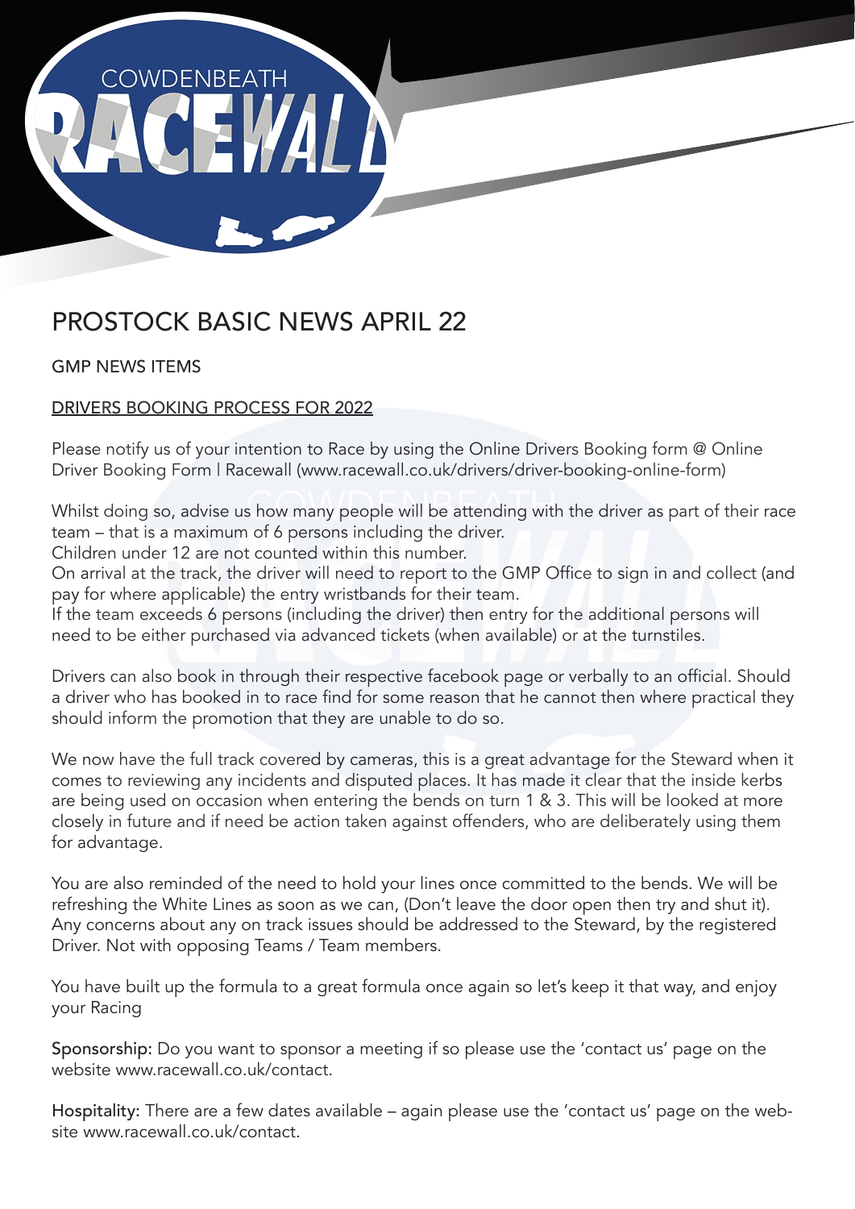# PROSTOCK BASIC NEWS APRIL 22

GMP NEWS ITEMS

## DRIVERS BOOKING PROCESS FOR 2022

Please notify us of your intention to Race by using the Online Drivers Booking form @ Online Driver Booking Form | Racewall (www.racewall.co.uk/drivers/driver-booking-online-form)

Whilst doing so, advise us how many people will be attending with the driver as part of their race team – that is a maximum of 6 persons including the driver.
Children under 12 are not counted within this number.
On arrival at the track, the driver will need to report to the GMP Office to sign in and collect (and pay for where applicable) the entry wristbands for their team.
If the team exceeds 6 persons (including the driver) then entry for the additional persons will need to be either purchased via advanced tickets (when available) or at the turnstiles.

Drivers can also book in through their respective facebook page or verbally to an official. Should a driver who has booked in to race find for some reason that he cannot then where practical they should inform the promotion that they are unable to do so.

We now have the full track covered by cameras, this is a great advantage for the Steward when it comes to reviewing any incidents and disputed places. It has made it clear that the inside kerbs are being used on occasion when entering the bends on turn 1 & 3. This will be looked at more closely in future and if need be action taken against offenders, who are deliberately using them for advantage.

You are also reminded of the need to hold your lines once committed to the bends. We will be refreshing the White Lines as soon as we can, (Don't leave the door open then try and shut it). Any concerns about any on track issues should be addressed to the Steward, by the registered Driver. Not with opposing Teams / Team members.

You have built up the formula to a great formula once again so let's keep it that way, and enjoy your Racing

**Sponsorship:** Do you want to sponsor a meeting if so please use the 'contact us' page on the website www.racewall.co.uk/contact.

**Hospitality:** There are a few dates available – again please use the 'contact us' page on the website www.racewall.co.uk/contact.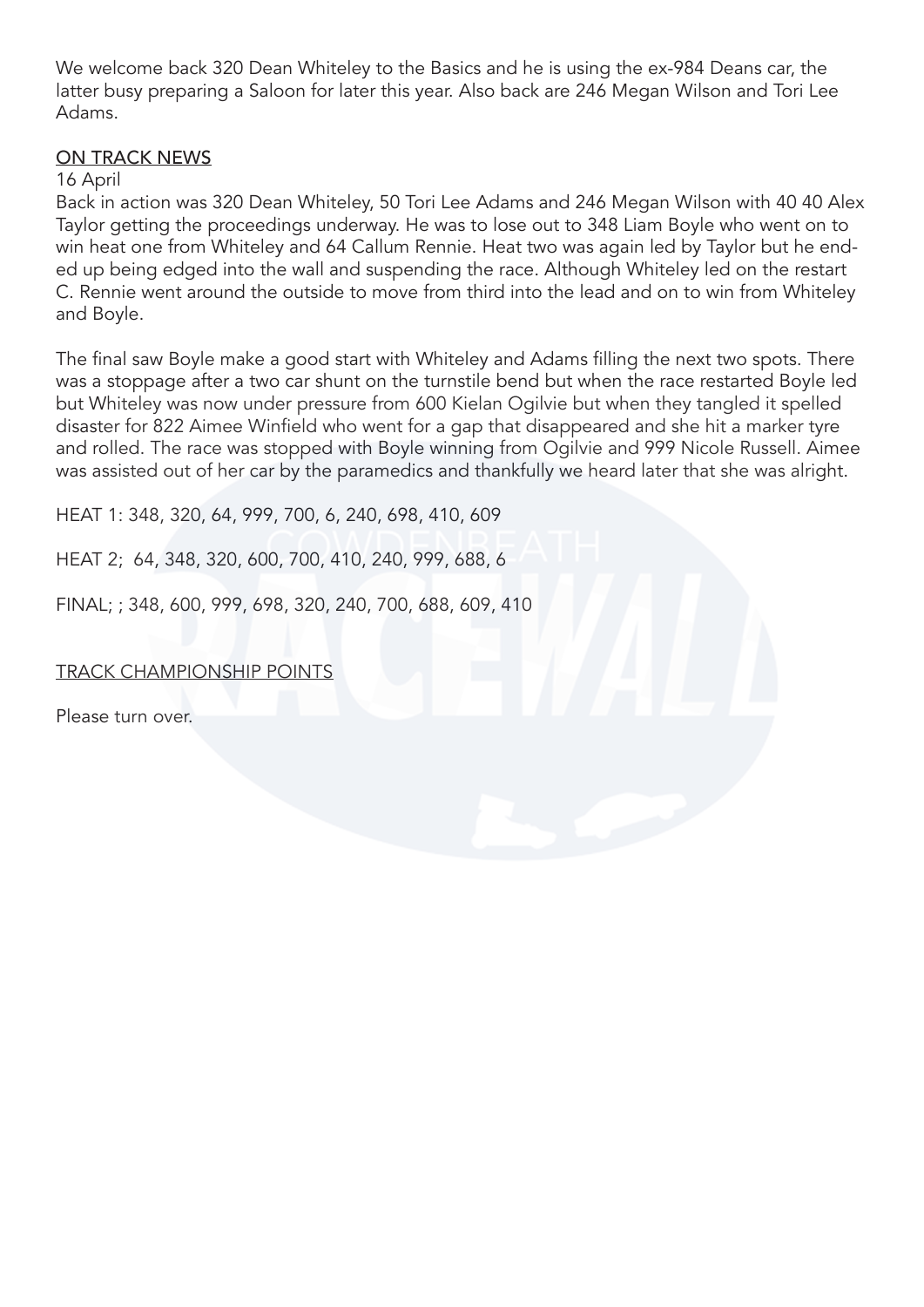We welcome back 320 Dean Whiteley to the Basics and he is using the ex-984 Deans car, the latter busy preparing a Saloon for later this year. Also back are 246 Megan Wilson and Tori Lee Adams.

## ON TRACK NEWS

16 April

Back in action was 320 Dean Whiteley, 50 Tori Lee Adams and 246 Megan Wilson with 40 40 Alex Taylor getting the proceedings underway. He was to lose out to 348 Liam Boyle who went on to win heat one from Whiteley and 64 Callum Rennie. Heat two was again led by Taylor but he ended up being edged into the wall and suspending the race. Although Whiteley led on the restart C. Rennie went around the outside to move from third into the lead and on to win from Whiteley and Boyle.

The final saw Boyle make a good start with Whiteley and Adams filling the next two spots. There was a stoppage after a two car shunt on the turnstile bend but when the race restarted Boyle led but Whiteley was now under pressure from 600 Kielan Ogilvie but when they tangled it spelled disaster for 822 Aimee Winfield who went for a gap that disappeared and she hit a marker tyre and rolled. The race was stopped with Boyle winning from Ogilvie and 999 Nicole Russell. Aimee was assisted out of her car by the paramedics and thankfully we heard later that she was alright.

HEAT 1: 348, 320, 64, 999, 700, 6, 240, 698, 410, 609

HEAT 2; 64, 348, 320, 600, 700, 410, 240, 999, 688, 6

FINAL; ; 348, 600, 999, 698, 320, 240, 700, 688, 609, 410

## TRACK CHAMPIONSHIP POINTS

Please turn over.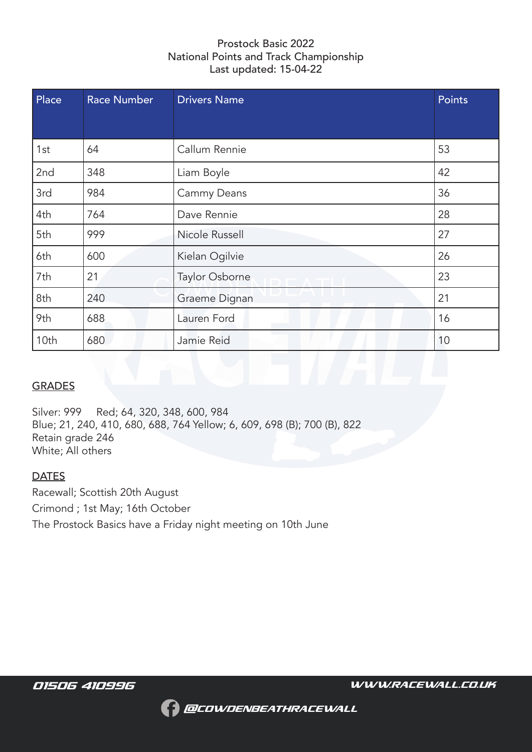Prostock Basic 2022
National Points and Track Championship
Last updated: 15-04-22

| Place | Race Number | Drivers Name | Points |
|---|---|---|---|
| 1st | 64 | Callum Rennie | 53 |
| 2nd | 348 | Liam Boyle | 42 |
| 3rd | 984 | Cammy Deans | 36 |
| 4th | 764 | Dave Rennie | 28 |
| 5th | 999 | Nicole Russell | 27 |
| 6th | 600 | Kielan Ogilvie | 26 |
| 7th | 21 | Taylor Osborne | 23 |
| 8th | 240 | Graeme Dignan | 21 |
| 9th | 688 | Lauren Ford | 16 |
| 10th | 680 | Jamie Reid | 10 |

## GRADES

Silver: 999 Red; 64, 320, 348, 600, 984
Blue; 21, 240, 410, 680, 688, 764 Yellow; 6, 609, 698 (B); 700 (B), 822
Retain grade 246
White; All others

## DATES

Racewall; Scottish 20th August

Crimond ; 1st May; 16th October

The Prostock Basics have a Friday night meeting on 10th June

01506 410996 WWW.RACEWALL.CO.UK

@COWDENBEATHRACEWALL